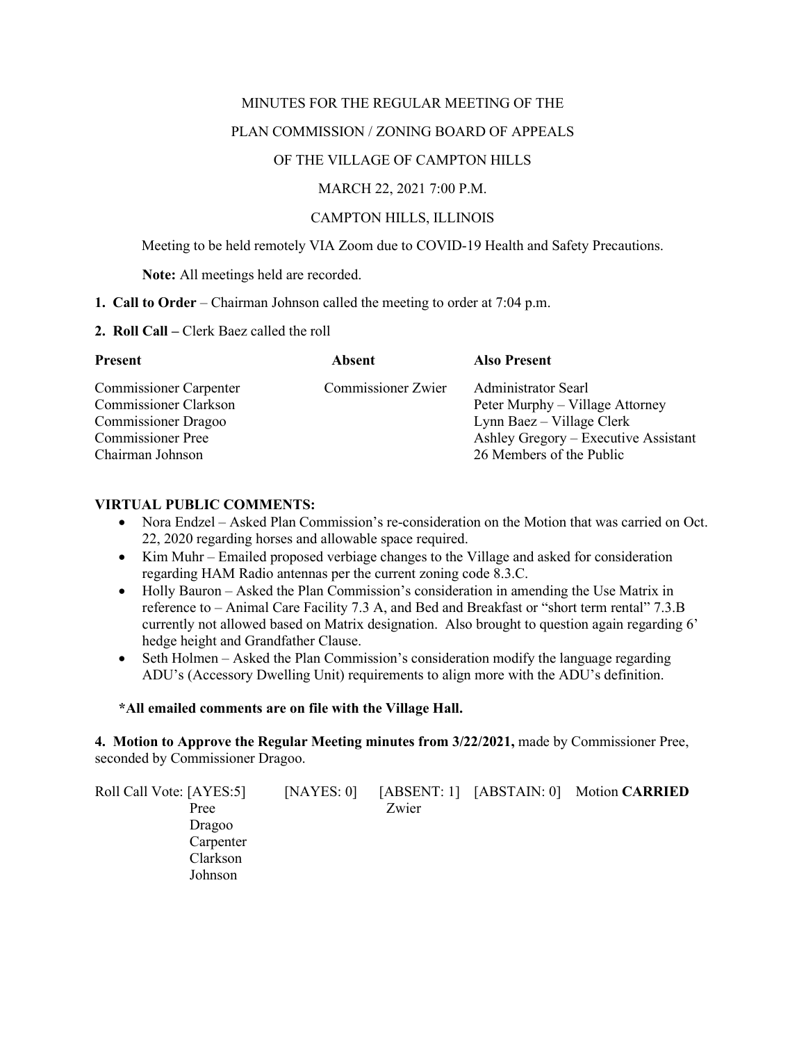MINUTES FOR THE REGULAR MEETING OF THE

PLAN COMMISSION / ZONING BOARD OF APPEALS

OF THE VILLAGE OF CAMPTON HILLS

MARCH 22, 2021 7:00 P.M.

CAMPTON HILLS, ILLINOIS

Meeting to be held remotely VIA Zoom due to COVID-19 Health and Safety Precautions.

**Note:** All meetings held are recorded.

**1. Call to Order** – Chairman Johnson called the meeting to order at 7:04 p.m.

**2. Roll Call –** Clerk Baez called the roll

| **Present** | **Absent** | **Also Present** |
|---|---|---|
| Commissioner Carpenter | Commissioner Zwier | Administrator Searl |
| Commissioner Clarkson | | Peter Murphy – Village Attorney |
| Commissioner Dragoo | | Lynn Baez – Village Clerk |
| Commissioner Pree | | Ashley Gregory – Executive Assistant |
| Chairman Johnson | | 26 Members of the Public |

**VIRTUAL PUBLIC COMMENTS:**

- Nora Endzel – Asked Plan Commission's re-consideration on the Motion that was carried on Oct. 22, 2020 regarding horses and allowable space required.
- Kim Muhr – Emailed proposed verbiage changes to the Village and asked for consideration regarding HAM Radio antennas per the current zoning code 8.3.C.
- Holly Bauron – Asked the Plan Commission's consideration in amending the Use Matrix in reference to – Animal Care Facility 7.3 A, and Bed and Breakfast or "short term rental" 7.3.B currently not allowed based on Matrix designation. Also brought to question again regarding 6' hedge height and Grandfather Clause.
- Seth Holmen – Asked the Plan Commission's consideration modify the language regarding ADU's (Accessory Dwelling Unit) requirements to align more with the ADU's definition.

**\*All emailed comments are on file with the Village Hall.**

**4. Motion to Approve the Regular Meeting minutes from 3/22/2021,** made by Commissioner Pree, seconded by Commissioner Dragoo.

| Roll Call Vote: [AYES:5] | [NAYES: 0] | [ABSENT: 1] | [ABSTAIN: 0] | Motion **CARRIED** |
|---|---|---|---|---|
| Pree | | Zwier | | |
| Dragoo | | | | |
| Carpenter | | | | |
| Clarkson | | | | |
| Johnson | | | | |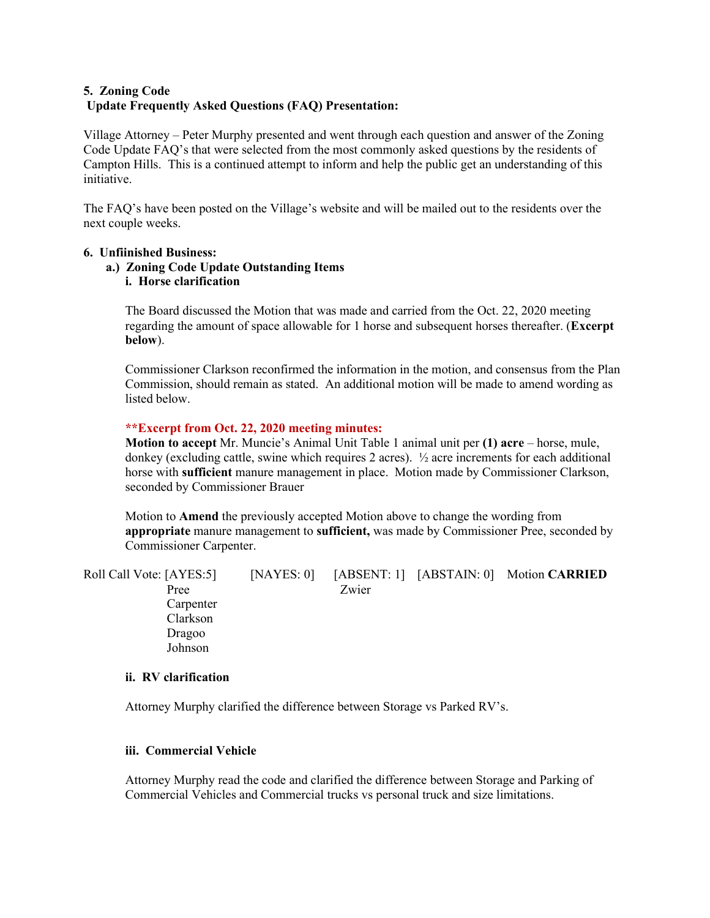**5. Zoning Code**
**Update Frequently Asked Questions (FAQ) Presentation:**

Village Attorney – Peter Murphy presented and went through each question and answer of the Zoning Code Update FAQ's that were selected from the most commonly asked questions by the residents of Campton Hills. This is a continued attempt to inform and help the public get an understanding of this initiative.

The FAQ's have been posted on the Village's website and will be mailed out to the residents over the next couple weeks.

**6. Unfiinished Business:**

**a.) Zoning Code Update Outstanding Items**

**i. Horse clarification**

The Board discussed the Motion that was made and carried from the Oct. 22, 2020 meeting regarding the amount of space allowable for 1 horse and subsequent horses thereafter. (**Excerpt below**).

Commissioner Clarkson reconfirmed the information in the motion, and consensus from the Plan Commission, should remain as stated. An additional motion will be made to amend wording as listed below.

**\*\*Excerpt from Oct. 22, 2020 meeting minutes:**

**Motion to accept** Mr. Muncie's Animal Unit Table 1 animal unit per **(1) acre** – horse, mule, donkey (excluding cattle, swine which requires 2 acres). ½ acre increments for each additional horse with **sufficient** manure management in place. Motion made by Commissioner Clarkson, seconded by Commissioner Brauer

Motion to **Amend** the previously accepted Motion above to change the wording from **appropriate** manure management to **sufficient,** was made by Commissioner Pree, seconded by Commissioner Carpenter.

| Roll Call Vote: [AYES:5] | [NAYES: 0] | [ABSENT: 1] | [ABSTAIN: 0] | Motion **CARRIED** |
|---|---|---|---|---|
| Pree | | Zwier | | |
| Carpenter | | | | |
| Clarkson | | | | |
| Dragoo | | | | |
| Johnson | | | | |

**ii. RV clarification**

Attorney Murphy clarified the difference between Storage vs Parked RV's.

**iii. Commercial Vehicle**

Attorney Murphy read the code and clarified the difference between Storage and Parking of Commercial Vehicles and Commercial trucks vs personal truck and size limitations.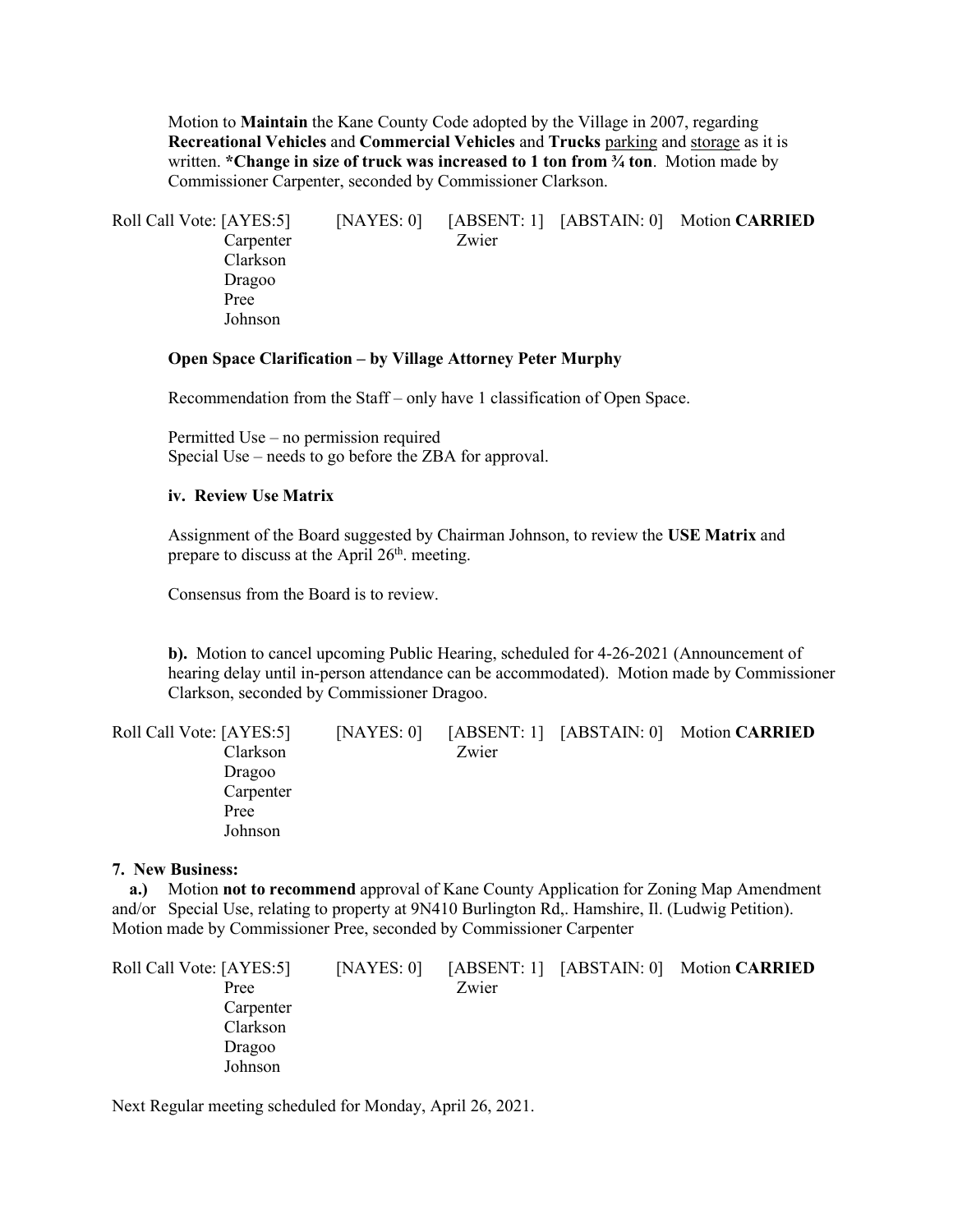Motion to **Maintain** the Kane County Code adopted by the Village in 2007, regarding **Recreational Vehicles** and **Commercial Vehicles** and **Trucks** parking and storage as it is written. ***Change in size of truck was increased to 1 ton from ¾ ton**. Motion made by Commissioner Carpenter, seconded by Commissioner Clarkson.

| Roll Call Vote: [AYES:5] | [NAYES: 0] | [ABSENT: 1] | [ABSTAIN: 0] | Motion **CARRIED** |
|---|---|---|---|---|
| Carpenter | | Zwier | | |
| Clarkson | | | | |
| Dragoo | | | | |
| Pree | | | | |
| Johnson | | | | |

**Open Space Clarification – by Village Attorney Peter Murphy**

Recommendation from the Staff – only have 1 classification of Open Space.

Permitted Use – no permission required
Special Use – needs to go before the ZBA for approval.

**iv. Review Use Matrix**

Assignment of the Board suggested by Chairman Johnson, to review the **USE Matrix** and prepare to discuss at the April 26th. meeting.

Consensus from the Board is to review.

**b).** Motion to cancel upcoming Public Hearing, scheduled for 4-26-2021 (Announcement of hearing delay until in-person attendance can be accommodated). Motion made by Commissioner Clarkson, seconded by Commissioner Dragoo.

| Roll Call Vote: [AYES:5] | [NAYES: 0] | [ABSENT: 1] | [ABSTAIN: 0] | Motion **CARRIED** |
|---|---|---|---|---|
| Clarkson | | Zwier | | |
| Dragoo | | | | |
| Carpenter | | | | |
| Pree | | | | |
| Johnson | | | | |

**7. New Business:**

**a.)** Motion **not to recommend** approval of Kane County Application for Zoning Map Amendment and/or Special Use, relating to property at 9N410 Burlington Rd,. Hamshire, Il. (Ludwig Petition). Motion made by Commissioner Pree, seconded by Commissioner Carpenter

| Roll Call Vote: [AYES:5] | [NAYES: 0] | [ABSENT: 1] | [ABSTAIN: 0] | Motion **CARRIED** |
|---|---|---|---|---|
| Pree | | Zwier | | |
| Carpenter | | | | |
| Clarkson | | | | |
| Dragoo | | | | |
| Johnson | | | | |

Next Regular meeting scheduled for Monday, April 26, 2021.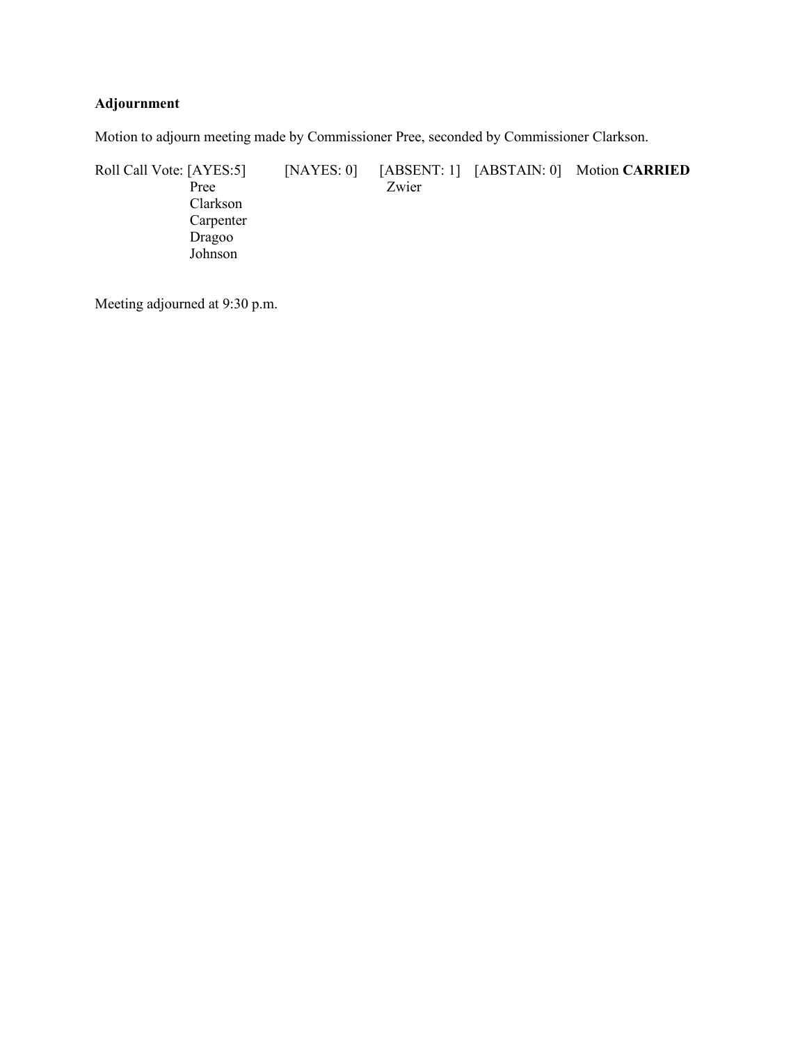**Adjournment**

Motion to adjourn meeting made by Commissioner Pree, seconded by Commissioner Clarkson.

| Roll Call Vote: [AYES:5] | [NAYES: 0] | [ABSENT: 1] | [ABSTAIN: 0] | Motion **CARRIED** |
|---|---|---|---|---|
| Pree | | Zwier | | |
| Clarkson | | | | |
| Carpenter | | | | |
| Dragoo | | | | |
| Johnson | | | | |

Meeting adjourned at 9:30 p.m.